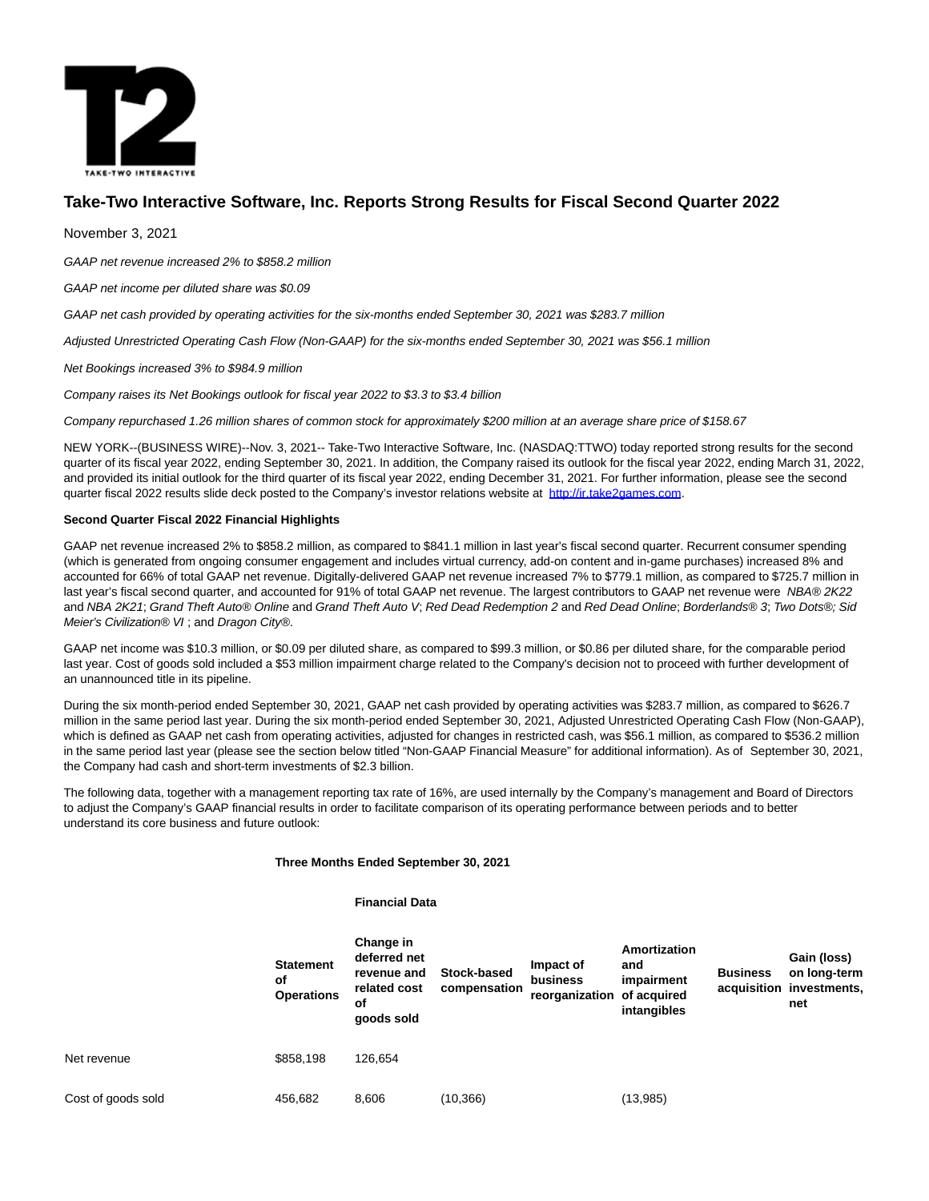# Take-Two Interactive Software, Inc. Reports Strong Results for Fiscal Second Quarter 2022

November 3, 2021

*GAAP net revenue increased 2% to $858.2 million*

*GAAP net income per diluted share was $0.09*

*GAAP net cash provided by operating activities for the six-months ended September 30, 2021 was $283.7 million*

*Adjusted Unrestricted Operating Cash Flow (Non-GAAP) for the six-months ended September 30, 2021 was $56.1 million*

*Net Bookings increased 3% to $984.9 million*

*Company raises its Net Bookings outlook for fiscal year 2022 to $3.3 to $3.4 billion*

*Company repurchased 1.26 million shares of common stock for approximately $200 million at an average share price of $158.67*

NEW YORK--(BUSINESS WIRE)--Nov. 3, 2021-- Take-Two Interactive Software, Inc. (NASDAQ:TTWO) today reported strong results for the second quarter of its fiscal year 2022, ending September 30, 2021. In addition, the Company raised its outlook for the fiscal year 2022, ending March 31, 2022, and provided its initial outlook for the third quarter of its fiscal year 2022, ending December 31, 2021. For further information, please see the second quarter fiscal 2022 results slide deck posted to the Company's investor relations website at http://ir.take2games.com.

**Second Quarter Fiscal 2022 Financial Highlights**

GAAP net revenue increased 2% to $858.2 million, as compared to $841.1 million in last year's fiscal second quarter. Recurrent consumer spending (which is generated from ongoing consumer engagement and includes virtual currency, add-on content and in-game purchases) increased 8% and accounted for 66% of total GAAP net revenue. Digitally-delivered GAAP net revenue increased 7% to $779.1 million, as compared to $725.7 million in last year's fiscal second quarter, and accounted for 91% of total GAAP net revenue. The largest contributors to GAAP net revenue were *NBA® 2K22* and *NBA 2K21*; *Grand Theft Auto® Online* and *Grand Theft Auto V*; *Red Dead Redemption 2* and *Red Dead Online*; *Borderlands® 3*; *Two Dots®; Sid Meier's Civilization® VI* ; and *Dragon City®*.

GAAP net income was $10.3 million, or $0.09 per diluted share, as compared to $99.3 million, or $0.86 per diluted share, for the comparable period last year. Cost of goods sold included a $53 million impairment charge related to the Company's decision not to proceed with further development of an unannounced title in its pipeline.

During the six month-period ended September 30, 2021, GAAP net cash provided by operating activities was $283.7 million, as compared to $626.7 million in the same period last year. During the six month-period ended September 30, 2021, Adjusted Unrestricted Operating Cash Flow (Non-GAAP), which is defined as GAAP net cash from operating activities, adjusted for changes in restricted cash, was $56.1 million, as compared to $536.2 million in the same period last year (please see the section below titled "Non-GAAP Financial Measure" for additional information). As of September 30, 2021, the Company had cash and short-term investments of $2.3 billion.

The following data, together with a management reporting tax rate of 16%, are used internally by the Company's management and Board of Directors to adjust the Company's GAAP financial results in order to facilitate comparison of its operating performance between periods and to better understand its core business and future outlook:

**Three Months Ended September 30, 2021**

| | | **Financial Data** | | | | | |
|---|---|---|---|---|---|---|---|
| | **Statement of Operations** | **Change in deferred net revenue and related cost of goods sold** | **Stock-based compensation** | **Impact of business reorganization** | **Amortization and impairment of acquired intangibles** | **Business acquisition** | **Gain (loss) on long-term investments, net** |
| Net revenue | $858,198 | 126,654 | | | | | |
| Cost of goods sold | 456,682 | 8,606 | (10,366) | | (13,985) | | |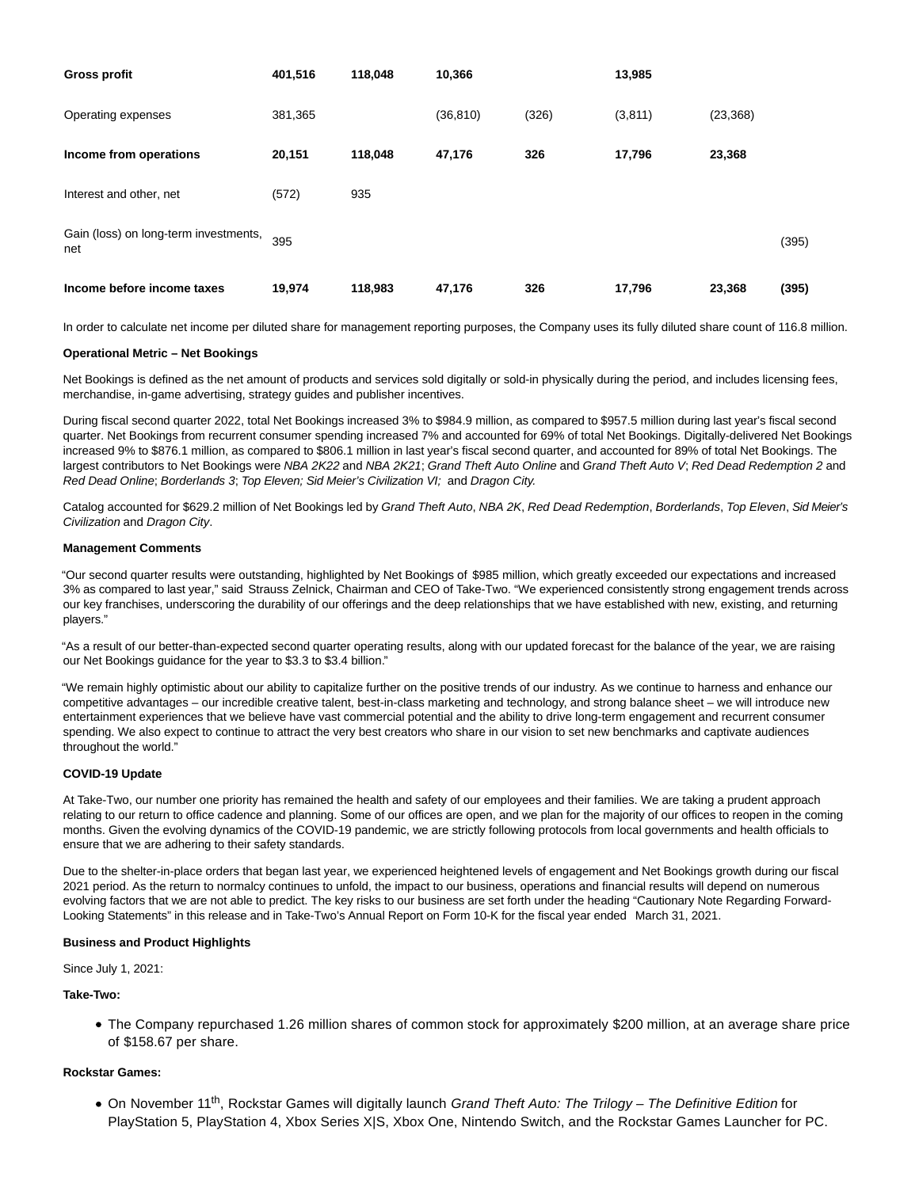| | | | | | | | |
|---|---|---|---|---|---|---|---|
| **Gross profit** | **401,516** | **118,048** | **10,366** | | **13,985** | | |
| Operating expenses | 381,365 | | (36,810) | (326) | (3,811) | (23,368) | |
| **Income from operations** | **20,151** | **118,048** | **47,176** | **326** | **17,796** | **23,368** | |
| Interest and other, net | (572) | 935 | | | | | |
| Gain (loss) on long-term investments, net | 395 | | | | | | (395) |
| **Income before income taxes** | **19,974** | **118,983** | **47,176** | **326** | **17,796** | **23,368** | **(395)** |

In order to calculate net income per diluted share for management reporting purposes, the Company uses its fully diluted share count of 116.8 million.

**Operational Metric – Net Bookings**

Net Bookings is defined as the net amount of products and services sold digitally or sold-in physically during the period, and includes licensing fees, merchandise, in-game advertising, strategy guides and publisher incentives.

During fiscal second quarter 2022, total Net Bookings increased 3% to $984.9 million, as compared to $957.5 million during last year's fiscal second quarter. Net Bookings from recurrent consumer spending increased 7% and accounted for 69% of total Net Bookings. Digitally-delivered Net Bookings increased 9% to $876.1 million, as compared to $806.1 million in last year's fiscal second quarter, and accounted for 89% of total Net Bookings. The largest contributors to Net Bookings were *NBA 2K22* and *NBA 2K21*; *Grand Theft Auto Online* and *Grand Theft Auto V*; *Red Dead Redemption 2* and *Red Dead Online*; *Borderlands 3*; *Top Eleven; Sid Meier's Civilization VI;* and *Dragon City.*

Catalog accounted for $629.2 million of Net Bookings led by *Grand Theft Auto*, *NBA 2K*, *Red Dead Redemption*, *Borderlands*, *Top Eleven*, *Sid Meier's Civilization* and *Dragon City*.

**Management Comments**

"Our second quarter results were outstanding, highlighted by Net Bookings of $985 million, which greatly exceeded our expectations and increased 3% as compared to last year," said Strauss Zelnick, Chairman and CEO of Take-Two. "We experienced consistently strong engagement trends across our key franchises, underscoring the durability of our offerings and the deep relationships that we have established with new, existing, and returning players."

"As a result of our better-than-expected second quarter operating results, along with our updated forecast for the balance of the year, we are raising our Net Bookings guidance for the year to $3.3 to $3.4 billion."

"We remain highly optimistic about our ability to capitalize further on the positive trends of our industry. As we continue to harness and enhance our competitive advantages – our incredible creative talent, best-in-class marketing and technology, and strong balance sheet – we will introduce new entertainment experiences that we believe have vast commercial potential and the ability to drive long-term engagement and recurrent consumer spending. We also expect to continue to attract the very best creators who share in our vision to set new benchmarks and captivate audiences throughout the world."

**COVID-19 Update**

At Take-Two, our number one priority has remained the health and safety of our employees and their families. We are taking a prudent approach relating to our return to office cadence and planning. Some of our offices are open, and we plan for the majority of our offices to reopen in the coming months. Given the evolving dynamics of the COVID-19 pandemic, we are strictly following protocols from local governments and health officials to ensure that we are adhering to their safety standards.

Due to the shelter-in-place orders that began last year, we experienced heightened levels of engagement and Net Bookings growth during our fiscal 2021 period. As the return to normalcy continues to unfold, the impact to our business, operations and financial results will depend on numerous evolving factors that we are not able to predict. The key risks to our business are set forth under the heading "Cautionary Note Regarding Forward-Looking Statements" in this release and in Take-Two's Annual Report on Form 10-K for the fiscal year ended March 31, 2021.

**Business and Product Highlights**

Since July 1, 2021:

**Take-Two:**

- The Company repurchased 1.26 million shares of common stock for approximately $200 million, at an average share price of $158.67 per share.

**Rockstar Games:**

- On November 11th, Rockstar Games will digitally launch *Grand Theft Auto: The Trilogy – The Definitive Edition* for PlayStation 5, PlayStation 4, Xbox Series X|S, Xbox One, Nintendo Switch, and the Rockstar Games Launcher for PC.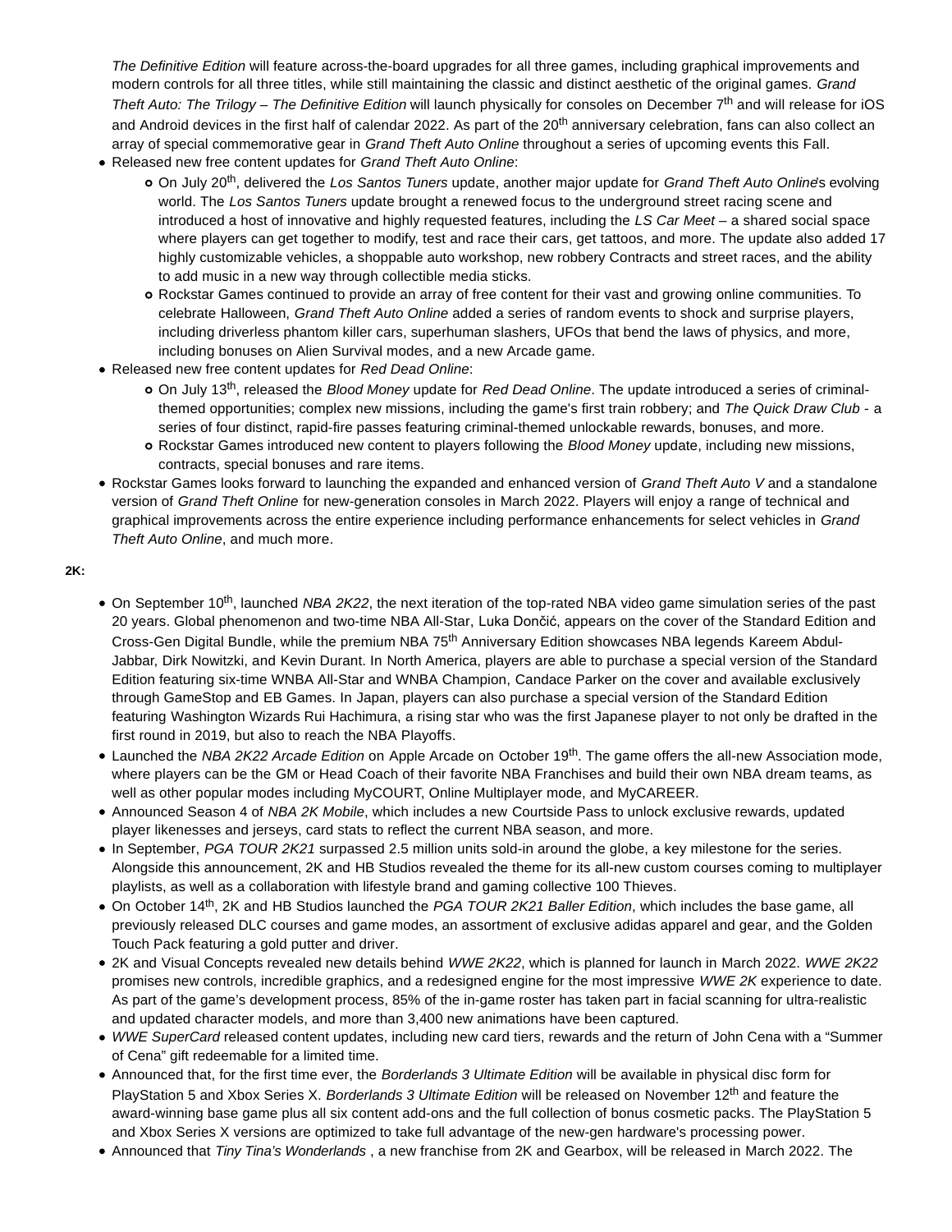*The Definitive Edition* will feature across-the-board upgrades for all three games, including graphical improvements and modern controls for all three titles, while still maintaining the classic and distinct aesthetic of the original games. *Grand Theft Auto: The Trilogy – The Definitive Edition* will launch physically for consoles on December 7th and will release for iOS and Android devices in the first half of calendar 2022. As part of the 20th anniversary celebration, fans can also collect an array of special commemorative gear in *Grand Theft Auto Online* throughout a series of upcoming events this Fall.

- Released new free content updates for *Grand Theft Auto Online*:
  - On July 20th, delivered the *Los Santos Tuners* update, another major update for *Grand Theft Auto Online*'s evolving world. The *Los Santos Tuners* update brought a renewed focus to the underground street racing scene and introduced a host of innovative and highly requested features, including the *LS Car Meet* – a shared social space where players can get together to modify, test and race their cars, get tattoos, and more. The update also added 17 highly customizable vehicles, a shoppable auto workshop, new robbery Contracts and street races, and the ability to add music in a new way through collectible media sticks.
  - Rockstar Games continued to provide an array of free content for their vast and growing online communities. To celebrate Halloween, *Grand Theft Auto Online* added a series of random events to shock and surprise players, including driverless phantom killer cars, superhuman slashers, UFOs that bend the laws of physics, and more, including bonuses on Alien Survival modes, and a new Arcade game.
- Released new free content updates for *Red Dead Online*:
  - On July 13th, released the *Blood Money* update for *Red Dead Online*. The update introduced a series of criminal-themed opportunities; complex new missions, including the game's first train robbery; and *The Quick Draw Club* - a series of four distinct, rapid-fire passes featuring criminal-themed unlockable rewards, bonuses, and more.
  - Rockstar Games introduced new content to players following the *Blood Money* update, including new missions, contracts, special bonuses and rare items.
- Rockstar Games looks forward to launching the expanded and enhanced version of *Grand Theft Auto V* and a standalone version of *Grand Theft Online* for new-generation consoles in March 2022. Players will enjoy a range of technical and graphical improvements across the entire experience including performance enhancements for select vehicles in *Grand Theft Auto Online*, and much more.

**2K:**

- On September 10th, launched *NBA 2K22*, the next iteration of the top-rated NBA video game simulation series of the past 20 years. Global phenomenon and two-time NBA All-Star, Luka Dončić, appears on the cover of the Standard Edition and Cross-Gen Digital Bundle, while the premium NBA 75th Anniversary Edition showcases NBA legends Kareem Abdul-Jabbar, Dirk Nowitzki, and Kevin Durant. In North America, players are able to purchase a special version of the Standard Edition featuring six-time WNBA All-Star and WNBA Champion, Candace Parker on the cover and available exclusively through GameStop and EB Games. In Japan, players can also purchase a special version of the Standard Edition featuring Washington Wizards Rui Hachimura, a rising star who was the first Japanese player to not only be drafted in the first round in 2019, but also to reach the NBA Playoffs.
- Launched the *NBA 2K22 Arcade Edition* on Apple Arcade on October 19th. The game offers the all-new Association mode, where players can be the GM or Head Coach of their favorite NBA Franchises and build their own NBA dream teams, as well as other popular modes including MyCOURT, Online Multiplayer mode, and MyCAREER.
- Announced Season 4 of *NBA 2K Mobile*, which includes a new Courtside Pass to unlock exclusive rewards, updated player likenesses and jerseys, card stats to reflect the current NBA season, and more.
- In September, *PGA TOUR 2K21* surpassed 2.5 million units sold-in around the globe, a key milestone for the series. Alongside this announcement, 2K and HB Studios revealed the theme for its all-new custom courses coming to multiplayer playlists, as well as a collaboration with lifestyle brand and gaming collective 100 Thieves.
- On October 14th, 2K and HB Studios launched the *PGA TOUR 2K21 Baller Edition*, which includes the base game, all previously released DLC courses and game modes, an assortment of exclusive adidas apparel and gear, and the Golden Touch Pack featuring a gold putter and driver.
- 2K and Visual Concepts revealed new details behind *WWE 2K22*, which is planned for launch in March 2022. *WWE 2K22* promises new controls, incredible graphics, and a redesigned engine for the most impressive *WWE 2K* experience to date. As part of the game's development process, 85% of the in-game roster has taken part in facial scanning for ultra-realistic and updated character models, and more than 3,400 new animations have been captured.
- *WWE SuperCard* released content updates, including new card tiers, rewards and the return of John Cena with a "Summer of Cena" gift redeemable for a limited time.
- Announced that, for the first time ever, the *Borderlands 3 Ultimate Edition* will be available in physical disc form for PlayStation 5 and Xbox Series X. *Borderlands 3 Ultimate Edition* will be released on November 12th and feature the award-winning base game plus all six content add-ons and the full collection of bonus cosmetic packs. The PlayStation 5 and Xbox Series X versions are optimized to take full advantage of the new-gen hardware's processing power.
- Announced that *Tiny Tina's Wonderlands* , a new franchise from 2K and Gearbox, will be released in March 2022. The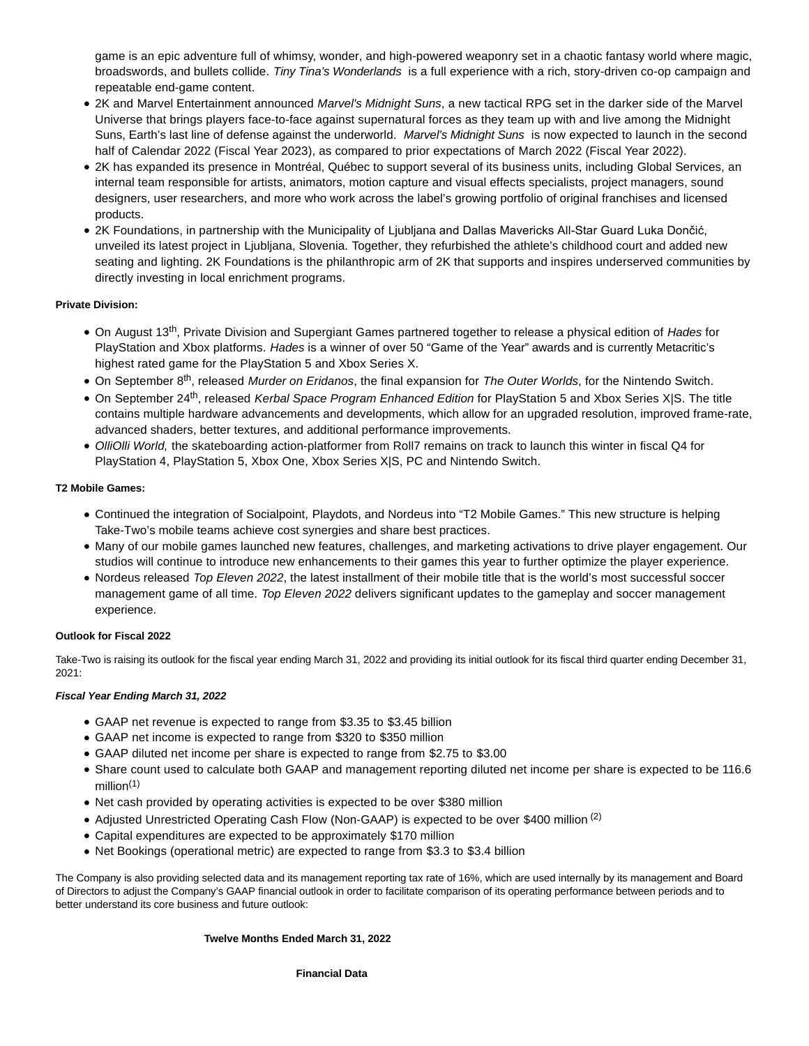game is an epic adventure full of whimsy, wonder, and high-powered weaponry set in a chaotic fantasy world where magic, broadswords, and bullets collide. *Tiny Tina's Wonderlands* is a full experience with a rich, story-driven co-op campaign and repeatable end-game content.
- 2K and Marvel Entertainment announced *Marvel's Midnight Suns*, a new tactical RPG set in the darker side of the Marvel Universe that brings players face-to-face against supernatural forces as they team up with and live among the Midnight Suns, Earth's last line of defense against the underworld. *Marvel's Midnight Suns* is now expected to launch in the second half of Calendar 2022 (Fiscal Year 2023), as compared to prior expectations of March 2022 (Fiscal Year 2022).
- 2K has expanded its presence in Montréal, Québec to support several of its business units, including Global Services, an internal team responsible for artists, animators, motion capture and visual effects specialists, project managers, sound designers, user researchers, and more who work across the label's growing portfolio of original franchises and licensed products.
- 2K Foundations, in partnership with the Municipality of Ljubljana and Dallas Mavericks All-Star Guard Luka Dončić, unveiled its latest project in Ljubljana, Slovenia. Together, they refurbished the athlete's childhood court and added new seating and lighting. 2K Foundations is the philanthropic arm of 2K that supports and inspires underserved communities by directly investing in local enrichment programs.

**Private Division:**

- On August 13th, Private Division and Supergiant Games partnered together to release a physical edition of *Hades* for PlayStation and Xbox platforms. *Hades* is a winner of over 50 "Game of the Year" awards and is currently Metacritic's highest rated game for the PlayStation 5 and Xbox Series X.
- On September 8th, released *Murder on Eridanos*, the final expansion for *The Outer Worlds*, for the Nintendo Switch.
- On September 24th, released *Kerbal Space Program Enhanced Edition* for PlayStation 5 and Xbox Series X|S. The title contains multiple hardware advancements and developments, which allow for an upgraded resolution, improved frame-rate, advanced shaders, better textures, and additional performance improvements.
- *OlliOlli World,* the skateboarding action-platformer from Roll7 remains on track to launch this winter in fiscal Q4 for PlayStation 4, PlayStation 5, Xbox One, Xbox Series X|S, PC and Nintendo Switch.

**T2 Mobile Games:**

- Continued the integration of Socialpoint, Playdots, and Nordeus into "T2 Mobile Games." This new structure is helping Take-Two's mobile teams achieve cost synergies and share best practices.
- Many of our mobile games launched new features, challenges, and marketing activations to drive player engagement. Our studios will continue to introduce new enhancements to their games this year to further optimize the player experience.
- Nordeus released *Top Eleven 2022*, the latest installment of their mobile title that is the world's most successful soccer management game of all time. *Top Eleven 2022* delivers significant updates to the gameplay and soccer management experience.

**Outlook for Fiscal 2022**

Take-Two is raising its outlook for the fiscal year ending March 31, 2022 and providing its initial outlook for its fiscal third quarter ending December 31, 2021:

***Fiscal Year Ending March 31, 2022***

- GAAP net revenue is expected to range from $3.35 to $3.45 billion
- GAAP net income is expected to range from $320 to $350 million
- GAAP diluted net income per share is expected to range from $2.75 to $3.00
- Share count used to calculate both GAAP and management reporting diluted net income per share is expected to be 116.6 million[1]
- Net cash provided by operating activities is expected to be over $380 million
- Adjusted Unrestricted Operating Cash Flow (Non-GAAP) is expected to be over $400 million [2]
- Capital expenditures are expected to be approximately $170 million
- Net Bookings (operational metric) are expected to range from $3.3 to $3.4 billion

The Company is also providing selected data and its management reporting tax rate of 16%, which are used internally by its management and Board of Directors to adjust the Company's GAAP financial outlook in order to facilitate comparison of its operating performance between periods and to better understand its core business and future outlook:

**Twelve Months Ended March 31, 2022**

**Financial Data**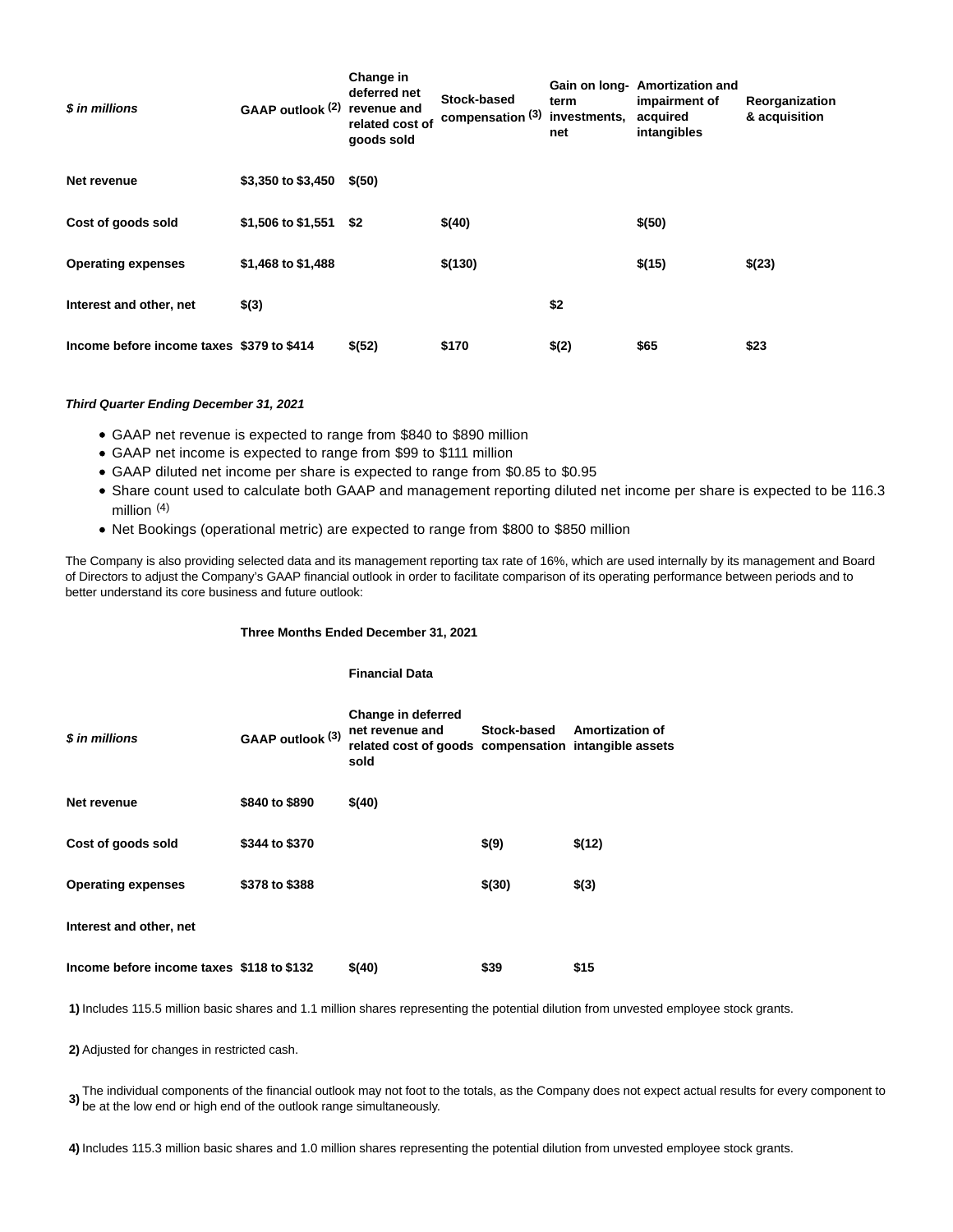| *$ in millions* | GAAP outlook (2) | Change in deferred net revenue and related cost of goods sold | Stock-based compensation (3) | Gain on long-term investments, net | Amortization and impairment of acquired intangibles | Reorganization & acquisition |
|---|---|---|---|---|---|---|
| **Net revenue** | $3,350 to $3,450 | $(50) | | | | |
| **Cost of goods sold** | $1,506 to $1,551 | $2 | $(40) | | $(50) | |
| **Operating expenses** | $1,468 to $1,488 | | $(130) | | $(15) | $(23) |
| **Interest and other, net** | $(3) | | | $2 | | |
| **Income before income taxes** | $379 to $414 | $(52) | $170 | $(2) | $65 | $23 |

***Third Quarter Ending December 31, 2021***

- GAAP net revenue is expected to range from $840 to $890 million
- GAAP net income is expected to range from $99 to $111 million
- GAAP diluted net income per share is expected to range from $0.85 to $0.95
- Share count used to calculate both GAAP and management reporting diluted net income per share is expected to be 116.3 million (4)
- Net Bookings (operational metric) are expected to range from $800 to $850 million

The Company is also providing selected data and its management reporting tax rate of 16%, which are used internally by its management and Board of Directors to adjust the Company's GAAP financial outlook in order to facilitate comparison of its operating performance between periods and to better understand its core business and future outlook:

| | Three Months Ended December 31, 2021 | | | |
|---|---|---|---|---|
| | | Financial Data | | |
| *$ in millions* | GAAP outlook (3) | Change in deferred net revenue and related cost of goods sold | Stock-based compensation | Amortization of intangible assets |
| **Net revenue** | $840 to $890 | $(40) | | |
| **Cost of goods sold** | $344 to $370 | | $(9) | $(12) |
| **Operating expenses** | $378 to $388 | | $(30) | $(3) |
| **Interest and other, net** | | | | |
| **Income before income taxes** | $118 to $132 | $(40) | $39 | $15 |

**1)** Includes 115.5 million basic shares and 1.1 million shares representing the potential dilution from unvested employee stock grants.

**2)** Adjusted for changes in restricted cash.

**3)** The individual components of the financial outlook may not foot to the totals, as the Company does not expect actual results for every component to be at the low end or high end of the outlook range simultaneously.

**4)** Includes 115.3 million basic shares and 1.0 million shares representing the potential dilution from unvested employee stock grants.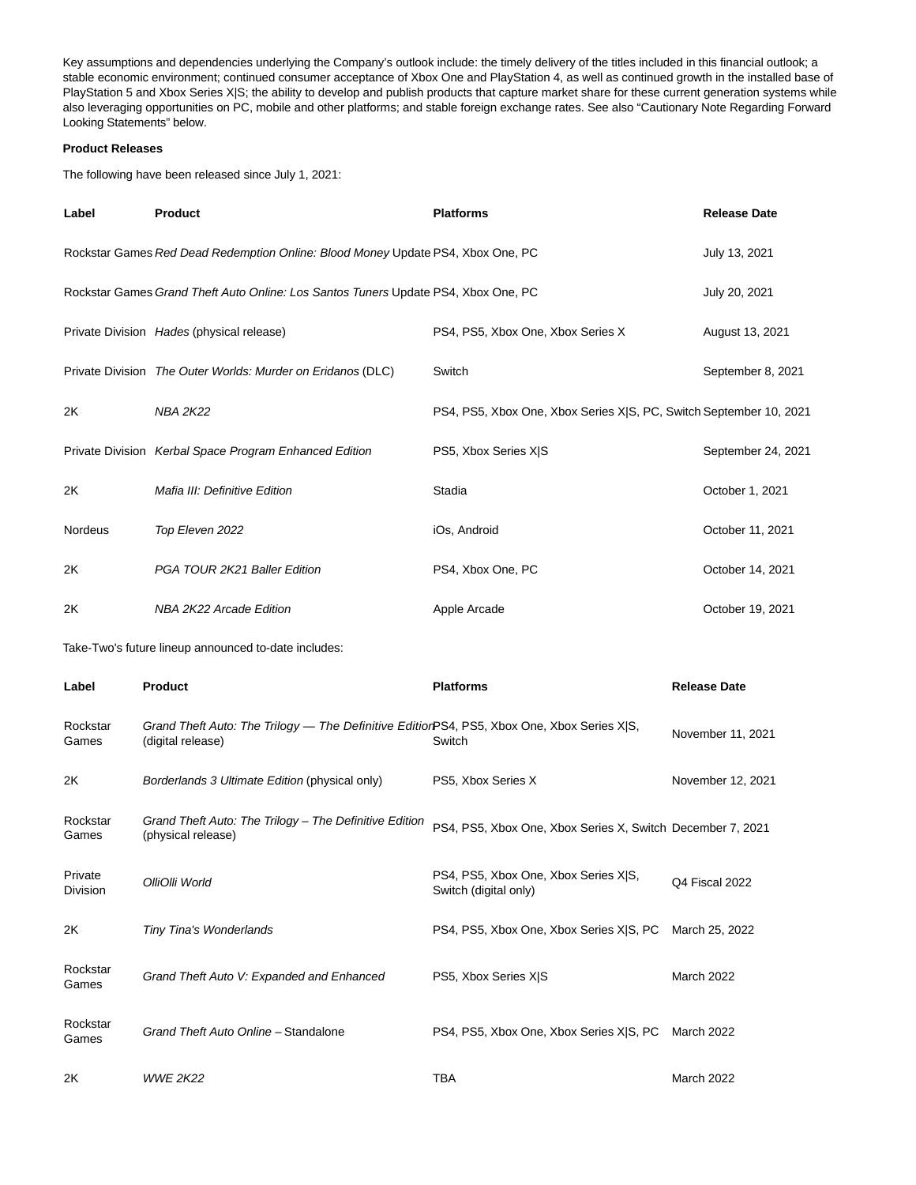Key assumptions and dependencies underlying the Company's outlook include: the timely delivery of the titles included in this financial outlook; a stable economic environment; continued consumer acceptance of Xbox One and PlayStation 4, as well as continued growth in the installed base of PlayStation 5 and Xbox Series X|S; the ability to develop and publish products that capture market share for these current generation systems while also leveraging opportunities on PC, mobile and other platforms; and stable foreign exchange rates. See also "Cautionary Note Regarding Forward Looking Statements" below.

**Product Releases**

The following have been released since July 1, 2021:

| **Label** | **Product** | **Platforms** | **Release Date** |
|---|---|---|---|
| Rockstar Games | *Red Dead Redemption Online: Blood Money* Update | PS4, Xbox One, PC | July 13, 2021 |
| Rockstar Games | *Grand Theft Auto Online: Los Santos Tuners* Update | PS4, Xbox One, PC | July 20, 2021 |
| Private Division | *Hades* (physical release) | PS4, PS5, Xbox One, Xbox Series X | August 13, 2021 |
| Private Division | *The Outer Worlds: Murder on Eridanos* (DLC) | Switch | September 8, 2021 |
| 2K | *NBA 2K22* | PS4, PS5, Xbox One, Xbox Series X|S, PC, Switch | September 10, 2021 |
| Private Division | *Kerbal Space Program Enhanced Edition* | PS5, Xbox Series X|S | September 24, 2021 |
| 2K | *Mafia III: Definitive Edition* | Stadia | October 1, 2021 |
| Nordeus | *Top Eleven 2022* | iOs, Android | October 11, 2021 |
| 2K | *PGA TOUR 2K21 Baller Edition* | PS4, Xbox One, PC | October 14, 2021 |
| 2K | *NBA 2K22 Arcade Edition* | Apple Arcade | October 19, 2021 |

Take-Two's future lineup announced to-date includes:

| **Label** | **Product** | **Platforms** | **Release Date** |
|---|---|---|---|
| Rockstar Games | *Grand Theft Auto: The Trilogy — The Definitive Edition* (digital release) | PS4, PS5, Xbox One, Xbox Series X|S, Switch | November 11, 2021 |
| 2K | *Borderlands 3 Ultimate Edition* (physical only) | PS5, Xbox Series X | November 12, 2021 |
| Rockstar Games | *Grand Theft Auto: The Trilogy – The Definitive Edition* (physical release) | PS4, PS5, Xbox One, Xbox Series X, Switch | December 7, 2021 |
| Private Division | *OlliOlli World* | PS4, PS5, Xbox One, Xbox Series X|S, Switch (digital only) | Q4 Fiscal 2022 |
| 2K | *Tiny Tina's Wonderlands* | PS4, PS5, Xbox One, Xbox Series X|S, PC | March 25, 2022 |
| Rockstar Games | *Grand Theft Auto V: Expanded and Enhanced* | PS5, Xbox Series X|S | March 2022 |
| Rockstar Games | *Grand Theft Auto Online* – Standalone | PS4, PS5, Xbox One, Xbox Series X|S, PC | March 2022 |
| 2K | *WWE 2K22* | TBA | March 2022 |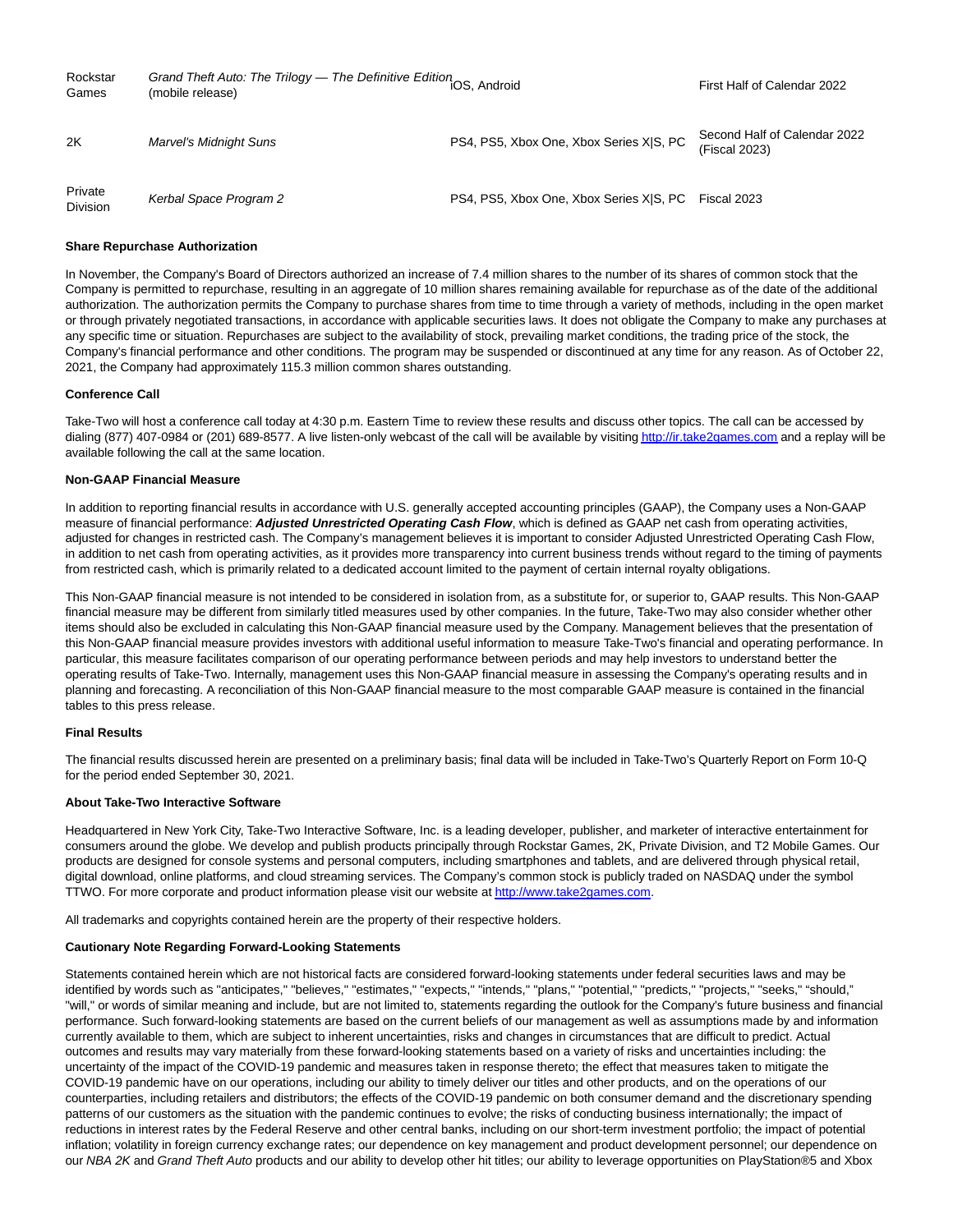| | | | |
|---|---|---|---|
| Rockstar Games | *Grand Theft Auto: The Trilogy — The Definitive Edition* (mobile release) | iOS, Android | First Half of Calendar 2022 |
| 2K | *Marvel's Midnight Suns* | PS4, PS5, Xbox One, Xbox Series X\|S, PC | Second Half of Calendar 2022 (Fiscal 2023) |
| Private Division | *Kerbal Space Program 2* | PS4, PS5, Xbox One, Xbox Series X\|S, PC | Fiscal 2023 |

**Share Repurchase Authorization**

In November, the Company's Board of Directors authorized an increase of 7.4 million shares to the number of its shares of common stock that the Company is permitted to repurchase, resulting in an aggregate of 10 million shares remaining available for repurchase as of the date of the additional authorization. The authorization permits the Company to purchase shares from time to time through a variety of methods, including in the open market or through privately negotiated transactions, in accordance with applicable securities laws. It does not obligate the Company to make any purchases at any specific time or situation. Repurchases are subject to the availability of stock, prevailing market conditions, the trading price of the stock, the Company's financial performance and other conditions. The program may be suspended or discontinued at any time for any reason. As of October 22, 2021, the Company had approximately 115.3 million common shares outstanding.

**Conference Call**

Take-Two will host a conference call today at 4:30 p.m. Eastern Time to review these results and discuss other topics. The call can be accessed by dialing (877) 407-0984 or (201) 689-8577. A live listen-only webcast of the call will be available by visiting http://ir.take2games.com and a replay will be available following the call at the same location.

**Non-GAAP Financial Measure**

In addition to reporting financial results in accordance with U.S. generally accepted accounting principles (GAAP), the Company uses a Non-GAAP measure of financial performance: ***Adjusted Unrestricted Operating Cash Flow***, which is defined as GAAP net cash from operating activities, adjusted for changes in restricted cash. The Company's management believes it is important to consider Adjusted Unrestricted Operating Cash Flow, in addition to net cash from operating activities, as it provides more transparency into current business trends without regard to the timing of payments from restricted cash, which is primarily related to a dedicated account limited to the payment of certain internal royalty obligations.

This Non-GAAP financial measure is not intended to be considered in isolation from, as a substitute for, or superior to, GAAP results. This Non-GAAP financial measure may be different from similarly titled measures used by other companies. In the future, Take-Two may also consider whether other items should also be excluded in calculating this Non-GAAP financial measure used by the Company. Management believes that the presentation of this Non-GAAP financial measure provides investors with additional useful information to measure Take-Two's financial and operating performance. In particular, this measure facilitates comparison of our operating performance between periods and may help investors to understand better the operating results of Take-Two. Internally, management uses this Non-GAAP financial measure in assessing the Company's operating results and in planning and forecasting. A reconciliation of this Non-GAAP financial measure to the most comparable GAAP measure is contained in the financial tables to this press release.

**Final Results**

The financial results discussed herein are presented on a preliminary basis; final data will be included in Take-Two's Quarterly Report on Form 10-Q for the period ended September 30, 2021.

**About Take-Two Interactive Software**

Headquartered in New York City, Take-Two Interactive Software, Inc. is a leading developer, publisher, and marketer of interactive entertainment for consumers around the globe. We develop and publish products principally through Rockstar Games, 2K, Private Division, and T2 Mobile Games. Our products are designed for console systems and personal computers, including smartphones and tablets, and are delivered through physical retail, digital download, online platforms, and cloud streaming services. The Company's common stock is publicly traded on NASDAQ under the symbol TTWO. For more corporate and product information please visit our website at http://www.take2games.com.

All trademarks and copyrights contained herein are the property of their respective holders.

**Cautionary Note Regarding Forward-Looking Statements**

Statements contained herein which are not historical facts are considered forward-looking statements under federal securities laws and may be identified by words such as "anticipates," "believes," "estimates," "expects," "intends," "plans," "potential," "predicts," "projects," "seeks," "should," "will," or words of similar meaning and include, but are not limited to, statements regarding the outlook for the Company's future business and financial performance. Such forward-looking statements are based on the current beliefs of our management as well as assumptions made by and information currently available to them, which are subject to inherent uncertainties, risks and changes in circumstances that are difficult to predict. Actual outcomes and results may vary materially from these forward-looking statements based on a variety of risks and uncertainties including: the uncertainty of the impact of the COVID-19 pandemic and measures taken in response thereto; the effect that measures taken to mitigate the COVID-19 pandemic have on our operations, including our ability to timely deliver our titles and other products, and on the operations of our counterparties, including retailers and distributors; the effects of the COVID-19 pandemic on both consumer demand and the discretionary spending patterns of our customers as the situation with the pandemic continues to evolve; the risks of conducting business internationally; the impact of reductions in interest rates by the Federal Reserve and other central banks, including on our short-term investment portfolio; the impact of potential inflation; volatility in foreign currency exchange rates; our dependence on key management and product development personnel; our dependence on our *NBA 2K* and *Grand Theft Auto* products and our ability to develop other hit titles; our ability to leverage opportunities on PlayStation®5 and Xbox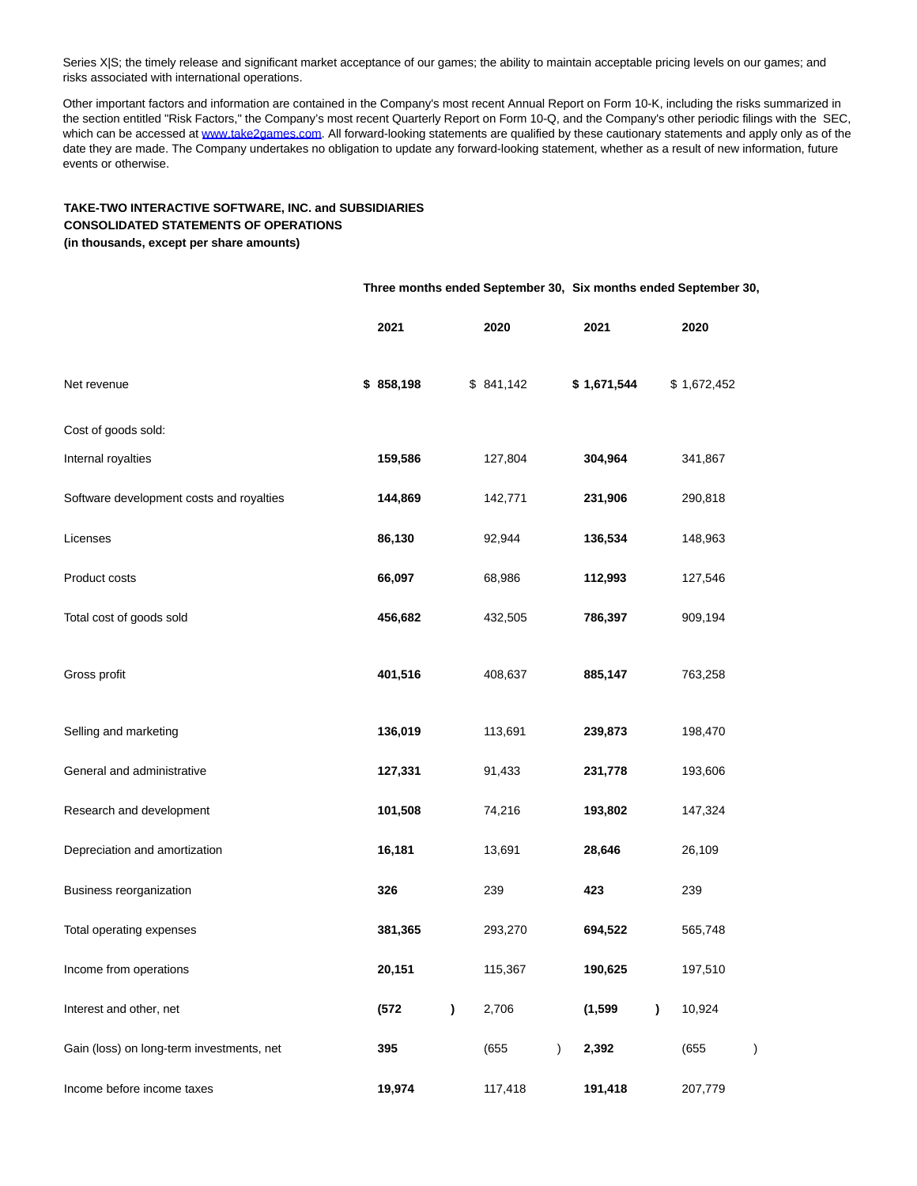Series X|S; the timely release and significant market acceptance of our games; the ability to maintain acceptable pricing levels on our games; and risks associated with international operations.

Other important factors and information are contained in the Company's most recent Annual Report on Form 10-K, including the risks summarized in the section entitled "Risk Factors," the Company's most recent Quarterly Report on Form 10-Q, and the Company's other periodic filings with the SEC, which can be accessed at www.take2games.com. All forward-looking statements are qualified by these cautionary statements and apply only as of the date they are made. The Company undertakes no obligation to update any forward-looking statement, whether as a result of new information, future events or otherwise.

**TAKE-TWO INTERACTIVE SOFTWARE, INC. and SUBSIDIARIES**
**CONSOLIDATED STATEMENTS OF OPERATIONS**
**(in thousands, except per share amounts)**

| | Three months ended September 30, | | Six months ended September 30, | |
|---|---|---|---|---|
| | **2021** | **2020** | **2021** | **2020** |
| Net revenue | **$ 858,198** | $ 841,142 | **$ 1,671,544** | $ 1,672,452 |
| Cost of goods sold: | | | | |
| Internal royalties | **159,586** | 127,804 | **304,964** | 341,867 |
| Software development costs and royalties | **144,869** | 142,771 | **231,906** | 290,818 |
| Licenses | **86,130** | 92,944 | **136,534** | 148,963 |
| Product costs | **66,097** | 68,986 | **112,993** | 127,546 |
| Total cost of goods sold | **456,682** | 432,505 | **786,397** | 909,194 |
| Gross profit | **401,516** | 408,637 | **885,147** | 763,258 |
| Selling and marketing | **136,019** | 113,691 | **239,873** | 198,470 |
| General and administrative | **127,331** | 91,433 | **231,778** | 193,606 |
| Research and development | **101,508** | 74,216 | **193,802** | 147,324 |
| Depreciation and amortization | **16,181** | 13,691 | **28,646** | 26,109 |
| Business reorganization | **326** | 239 | **423** | 239 |
| Total operating expenses | **381,365** | 293,270 | **694,522** | 565,748 |
| Income from operations | **20,151** | 115,367 | **190,625** | 197,510 |
| Interest and other, net | **(572)** | 2,706 | **(1,599)** | 10,924 |
| Gain (loss) on long-term investments, net | **395** | (655) | **2,392** | (655) |
| Income before income taxes | **19,974** | 117,418 | **191,418** | 207,779 |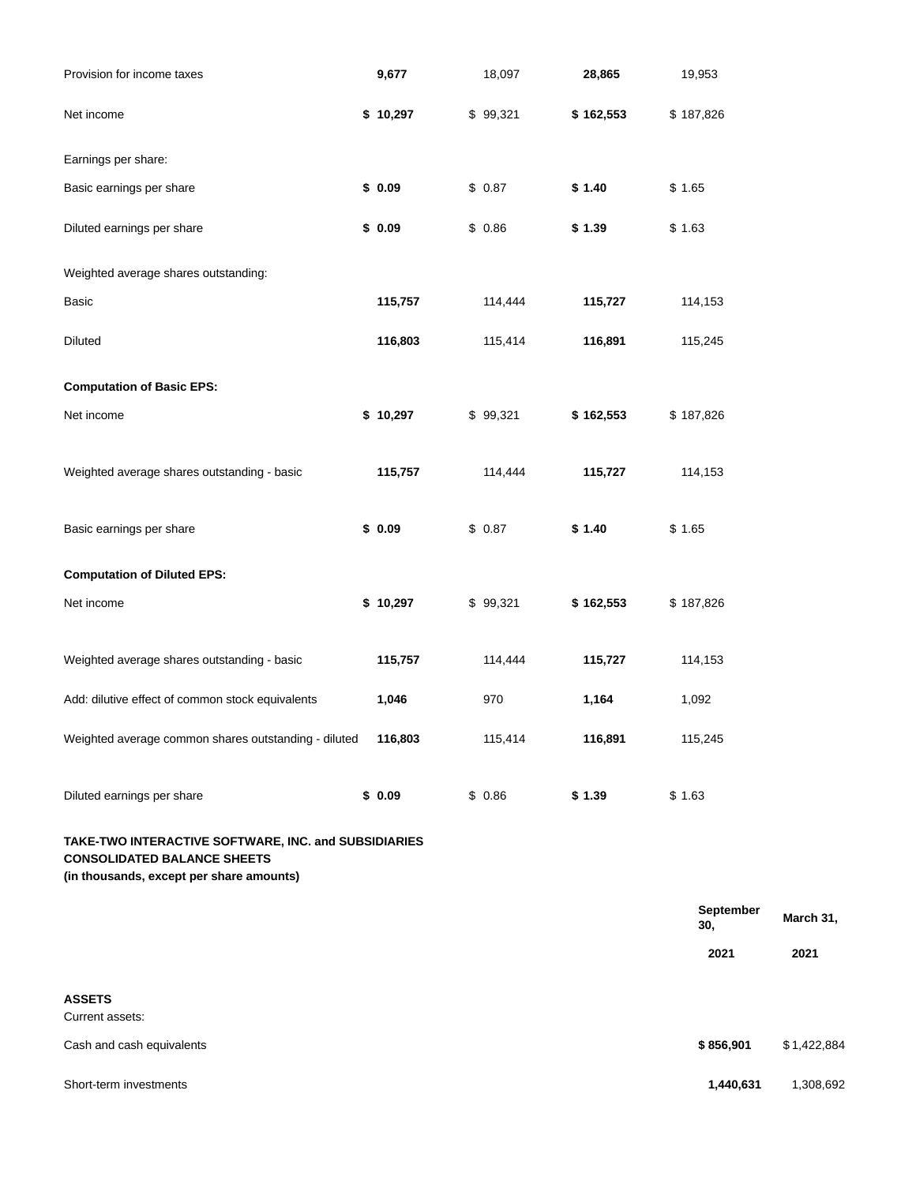| | | | | |
|---|---|---|---|---|
| Provision for income taxes | **9,677** | 18,097 | **28,865** | 19,953 |
| Net income | **$ 10,297** | $ 99,321 | **$ 162,553** | $ 187,826 |
| Earnings per share: | | | | |
| Basic earnings per share | **$ 0.09** | $ 0.87 | **$ 1.40** | $ 1.65 |
| Diluted earnings per share | **$ 0.09** | $ 0.86 | **$ 1.39** | $ 1.63 |
| Weighted average shares outstanding: | | | | |
| Basic | **115,757** | 114,444 | **115,727** | 114,153 |
| Diluted | **116,803** | 115,414 | **116,891** | 115,245 |
| **Computation of Basic EPS:** | | | | |
| Net income | **$ 10,297** | $ 99,321 | **$ 162,553** | $ 187,826 |
| Weighted average shares outstanding - basic | **115,757** | 114,444 | **115,727** | 114,153 |
| Basic earnings per share | **$ 0.09** | $ 0.87 | **$ 1.40** | $ 1.65 |
| **Computation of Diluted EPS:** | | | | |
| Net income | **$ 10,297** | $ 99,321 | **$ 162,553** | $ 187,826 |
| Weighted average shares outstanding - basic | **115,757** | 114,444 | **115,727** | 114,153 |
| Add: dilutive effect of common stock equivalents | **1,046** | 970 | **1,164** | 1,092 |
| Weighted average common shares outstanding - diluted | **116,803** | 115,414 | **116,891** | 115,245 |
| Diluted earnings per share | **$ 0.09** | $ 0.86 | **$ 1.39** | $ 1.63 |

**TAKE-TWO INTERACTIVE SOFTWARE, INC. and SUBSIDIARIES**
**CONSOLIDATED BALANCE SHEETS**
**(in thousands, except per share amounts)**

| | **September 30, 2021** | **March 31, 2021** |
|---|---|---|
| **ASSETS** | | |
| Current assets: | | |
| Cash and cash equivalents | **$ 856,901** | $ 1,422,884 |
| Short-term investments | **1,440,631** | 1,308,692 |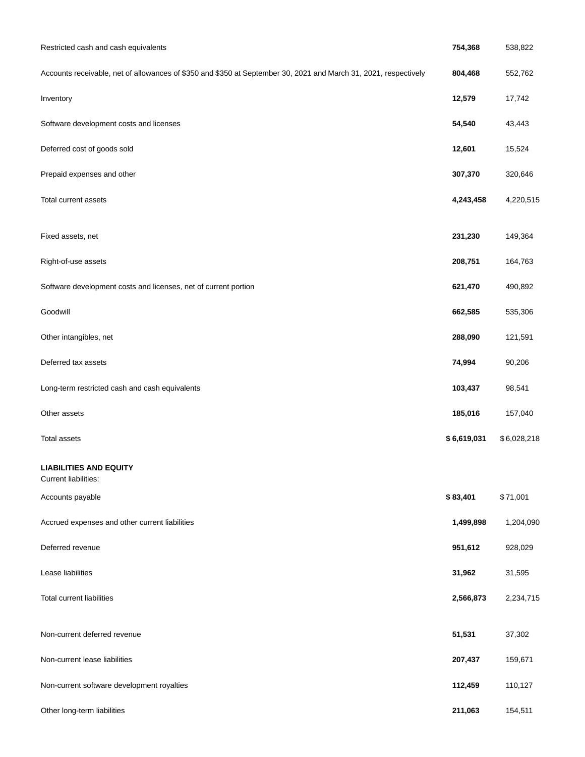| | | |
|---|---|---|
| Restricted cash and cash equivalents | **754,368** | 538,822 |
| Accounts receivable, net of allowances of $350 and $350 at September 30, 2021 and March 31, 2021, respectively | **804,468** | 552,762 |
| Inventory | **12,579** | 17,742 |
| Software development costs and licenses | **54,540** | 43,443 |
| Deferred cost of goods sold | **12,601** | 15,524 |
| Prepaid expenses and other | **307,370** | 320,646 |
| Total current assets | **4,243,458** | 4,220,515 |
| | | |
| Fixed assets, net | **231,230** | 149,364 |
| Right-of-use assets | **208,751** | 164,763 |
| Software development costs and licenses, net of current portion | **621,470** | 490,892 |
| Goodwill | **662,585** | 535,306 |
| Other intangibles, net | **288,090** | 121,591 |
| Deferred tax assets | **74,994** | 90,206 |
| Long-term restricted cash and cash equivalents | **103,437** | 98,541 |
| Other assets | **185,016** | 157,040 |
| Total assets | **$ 6,619,031** | $ 6,028,218 |
| **LIABILITIES AND EQUITY** | | |
| Current liabilities: | | |
| Accounts payable | **$ 83,401** | $ 71,001 |
| Accrued expenses and other current liabilities | **1,499,898** | 1,204,090 |
| Deferred revenue | **951,612** | 928,029 |
| Lease liabilities | **31,962** | 31,595 |
| Total current liabilities | **2,566,873** | 2,234,715 |
| | | |
| Non-current deferred revenue | **51,531** | 37,302 |
| Non-current lease liabilities | **207,437** | 159,671 |
| Non-current software development royalties | **112,459** | 110,127 |
| Other long-term liabilities | **211,063** | 154,511 |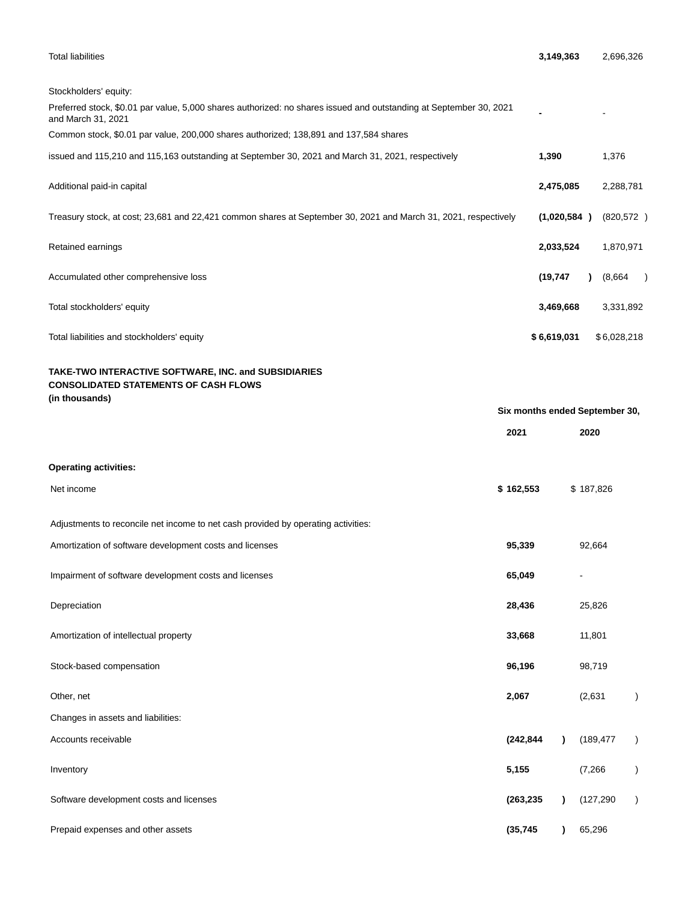| | | |
|---|---|---|
| Total liabilities | **3,149,363** | 2,696,326 |
| | | |
| Stockholders' equity: | | |
| Preferred stock, $0.01 par value, 5,000 shares authorized: no shares issued and outstanding at September 30, 2021 and March 31, 2021 | **-** | - |
| Common stock, $0.01 par value, 200,000 shares authorized; 138,891 and 137,584 shares issued and 115,210 and 115,163 outstanding at September 30, 2021 and March 31, 2021, respectively | **1,390** | 1,376 |
| Additional paid-in capital | **2,475,085** | 2,288,781 |
| Treasury stock, at cost; 23,681 and 22,421 common shares at September 30, 2021 and March 31, 2021, respectively | **(1,020,584 )** | (820,572 ) |
| Retained earnings | **2,033,524** | 1,870,971 |
| Accumulated other comprehensive loss | **(19,747 )** | (8,664 ) |
| Total stockholders' equity | **3,469,668** | 3,331,892 |
| Total liabilities and stockholders' equity | **$ 6,619,031** | $ 6,028,218 |

**TAKE-TWO INTERACTIVE SOFTWARE, INC. and SUBSIDIARIES**
**CONSOLIDATED STATEMENTS OF CASH FLOWS**
**(in thousands)**

| | Six months ended September 30, | |
|---|---|---|
| | **2021** | **2020** |
| **Operating activities:** | | |
| Net income | **$ 162,553** | $ 187,826 |
| Adjustments to reconcile net income to net cash provided by operating activities: | | |
| Amortization of software development costs and licenses | **95,339** | 92,664 |
| Impairment of software development costs and licenses | **65,049** | - |
| Depreciation | **28,436** | 25,826 |
| Amortization of intellectual property | **33,668** | 11,801 |
| Stock-based compensation | **96,196** | 98,719 |
| Other, net | **2,067** | (2,631 ) |
| Changes in assets and liabilities: | | |
| Accounts receivable | **(242,844 )** | (189,477 ) |
| Inventory | **5,155** | (7,266 ) |
| Software development costs and licenses | **(263,235 )** | (127,290 ) |
| Prepaid expenses and other assets | **(35,745 )** | 65,296 |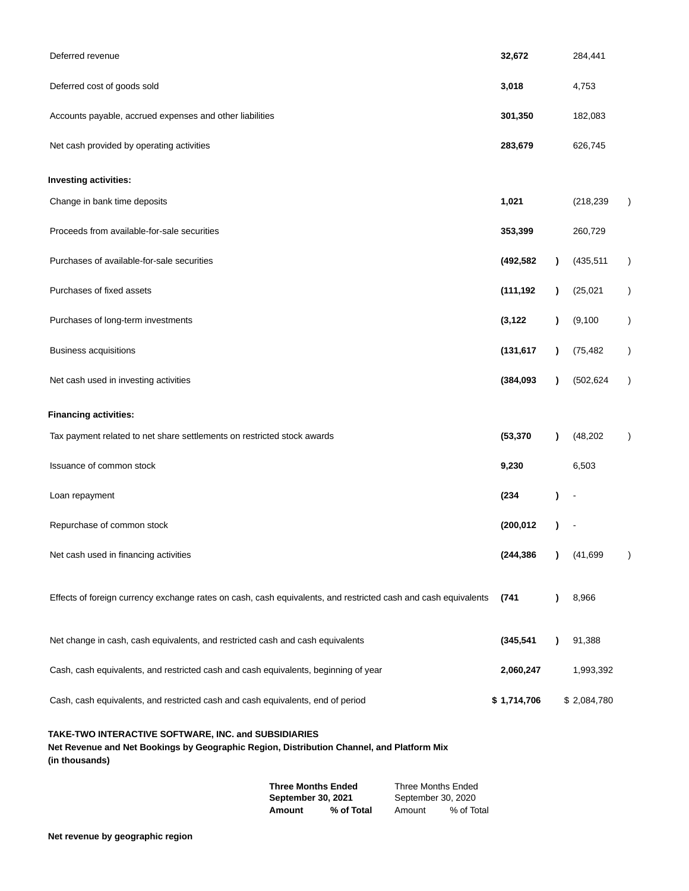| | | |
|---|---|---|
| Deferred revenue | **32,672** | 284,441 |
| Deferred cost of goods sold | **3,018** | 4,753 |
| Accounts payable, accrued expenses and other liabilities | **301,350** | 182,083 |
| Net cash provided by operating activities | **283,679** | 626,745 |
| **Investing activities:** | | |
| Change in bank time deposits | **1,021** | (218,239) |
| Proceeds from available-for-sale securities | **353,399** | 260,729 |
| Purchases of available-for-sale securities | **(492,582)** | (435,511) |
| Purchases of fixed assets | **(111,192)** | (25,021) |
| Purchases of long-term investments | **(3,122)** | (9,100) |
| Business acquisitions | **(131,617)** | (75,482) |
| Net cash used in investing activities | **(384,093)** | (502,624) |
| **Financing activities:** | | |
| Tax payment related to net share settlements on restricted stock awards | **(53,370)** | (48,202) |
| Issuance of common stock | **9,230** | 6,503 |
| Loan repayment | **(234)** | - |
| Repurchase of common stock | **(200,012)** | - |
| Net cash used in financing activities | **(244,386)** | (41,699) |
| Effects of foreign currency exchange rates on cash, cash equivalents, and restricted cash and cash equivalents | **(741)** | 8,966 |
| Net change in cash, cash equivalents, and restricted cash and cash equivalents | **(345,541)** | 91,388 |
| Cash, cash equivalents, and restricted cash and cash equivalents, beginning of year | **2,060,247** | 1,993,392 |
| Cash, cash equivalents, and restricted cash and cash equivalents, end of period | **$ 1,714,706** | $ 2,084,780 |

**TAKE-TWO INTERACTIVE SOFTWARE, INC. and SUBSIDIARIES**
**Net Revenue and Net Bookings by Geographic Region, Distribution Channel, and Platform Mix**
**(in thousands)**

| | **Three Months Ended September 30, 2021** | | Three Months Ended September 30, 2020 | |
|---|---|---|---|---|
| | **Amount** | **% of Total** | Amount | % of Total |
| **Net revenue by geographic region** | | | | |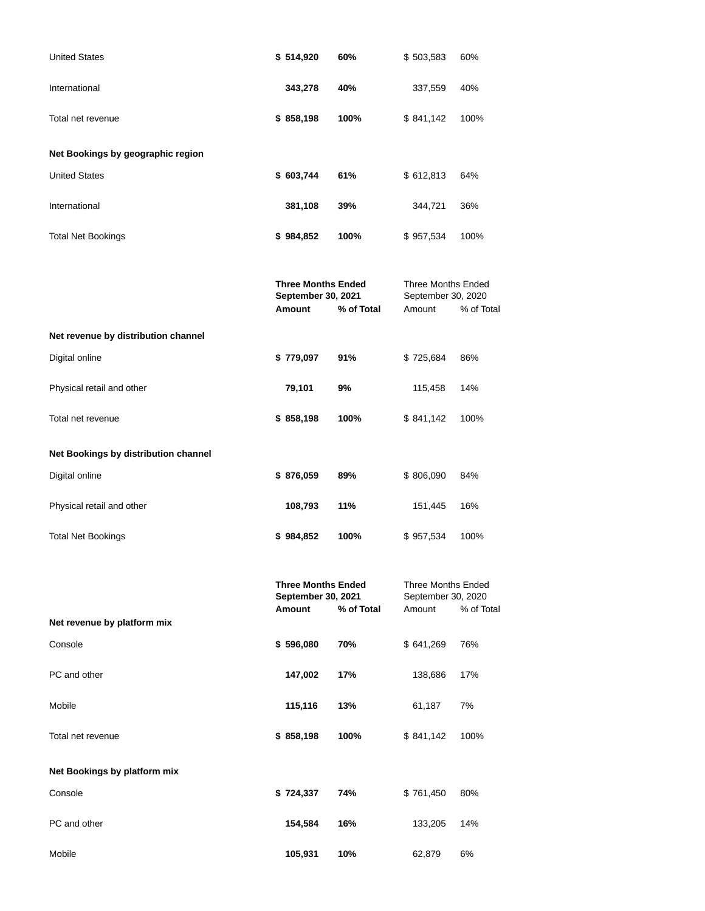| | | | | |
|---|---|---|---|---|
| United States | **$ 514,920** | **60%** | $ 503,583 | 60% |
| International | **343,278** | **40%** | 337,559 | 40% |
| Total net revenue | **$ 858,198** | **100%** | $ 841,142 | 100% |
| **Net Bookings by geographic region** | | | | |
| United States | **$ 603,744** | **61%** | $ 612,813 | 64% |
| International | **381,108** | **39%** | 344,721 | 36% |
| Total Net Bookings | **$ 984,852** | **100%** | $ 957,534 | 100% |

| | **Three Months Ended September 30, 2021** | | Three Months Ended September 30, 2020 | |
|---|---|---|---|---|
| | **Amount** | **% of Total** | Amount | % of Total |
| **Net revenue by distribution channel** | | | | |
| Digital online | **$ 779,097** | **91%** | $ 725,684 | 86% |
| Physical retail and other | **79,101** | **9%** | 115,458 | 14% |
| Total net revenue | **$ 858,198** | **100%** | $ 841,142 | 100% |
| **Net Bookings by distribution channel** | | | | |
| Digital online | **$ 876,059** | **89%** | $ 806,090 | 84% |
| Physical retail and other | **108,793** | **11%** | 151,445 | 16% |
| Total Net Bookings | **$ 984,852** | **100%** | $ 957,534 | 100% |

| | **Three Months Ended September 30, 2021** | | Three Months Ended September 30, 2020 | |
|---|---|---|---|---|
| | **Amount** | **% of Total** | Amount | % of Total |
| **Net revenue by platform mix** | | | | |
| Console | **$ 596,080** | **70%** | $ 641,269 | 76% |
| PC and other | **147,002** | **17%** | 138,686 | 17% |
| Mobile | **115,116** | **13%** | 61,187 | 7% |
| Total net revenue | **$ 858,198** | **100%** | $ 841,142 | 100% |
| **Net Bookings by platform mix** | | | | |
| Console | **$ 724,337** | **74%** | $ 761,450 | 80% |
| PC and other | **154,584** | **16%** | 133,205 | 14% |
| Mobile | **105,931** | **10%** | 62,879 | 6% |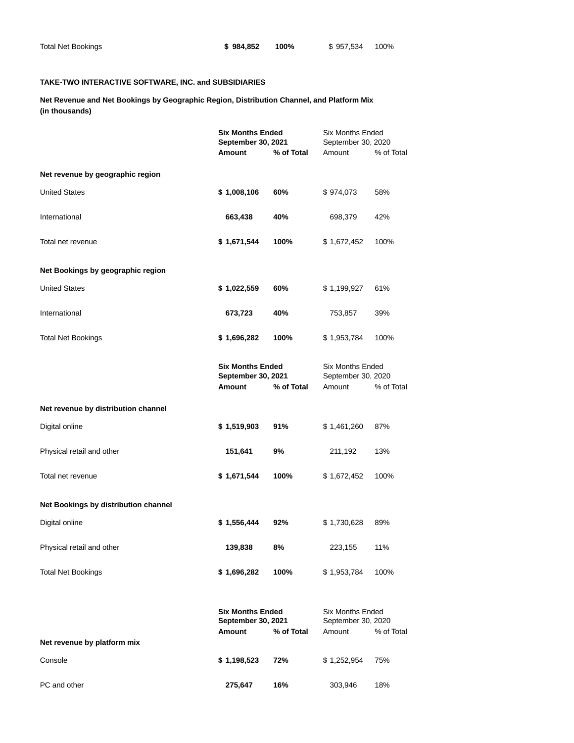| | | | | |
|---|---|---|---|---|
| Total Net Bookings | **$ 984,852** | **100%** | $ 957,534 | 100% |

**TAKE-TWO INTERACTIVE SOFTWARE, INC. and SUBSIDIARIES**

**Net Revenue and Net Bookings by Geographic Region, Distribution Channel, and Platform Mix (in thousands)**

| | **Six Months Ended September 30, 2021** | | Six Months Ended September 30, 2020 | |
|---|---|---|---|---|
| | **Amount** | **% of Total** | Amount | % of Total |
| **Net revenue by geographic region** | | | | |
| United States | **$ 1,008,106** | **60%** | $ 974,073 | 58% |
| International | **663,438** | **40%** | 698,379 | 42% |
| Total net revenue | **$ 1,671,544** | **100%** | $ 1,672,452 | 100% |
| **Net Bookings by geographic region** | | | | |
| United States | **$ 1,022,559** | **60%** | $ 1,199,927 | 61% |
| International | **673,723** | **40%** | 753,857 | 39% |
| Total Net Bookings | **$ 1,696,282** | **100%** | $ 1,953,784 | 100% |

| | **Six Months Ended September 30, 2021** | | Six Months Ended September 30, 2020 | |
|---|---|---|---|---|
| | **Amount** | **% of Total** | Amount | % of Total |
| **Net revenue by distribution channel** | | | | |
| Digital online | **$ 1,519,903** | **91%** | $ 1,461,260 | 87% |
| Physical retail and other | **151,641** | **9%** | 211,192 | 13% |
| Total net revenue | **$ 1,671,544** | **100%** | $ 1,672,452 | 100% |
| **Net Bookings by distribution channel** | | | | |
| Digital online | **$ 1,556,444** | **92%** | $ 1,730,628 | 89% |
| Physical retail and other | **139,838** | **8%** | 223,155 | 11% |
| Total Net Bookings | **$ 1,696,282** | **100%** | $ 1,953,784 | 100% |

| | **Six Months Ended September 30, 2021** | | Six Months Ended September 30, 2020 | |
|---|---|---|---|---|
| | **Amount** | **% of Total** | Amount | % of Total |
| **Net revenue by platform mix** | | | | |
| Console | **$ 1,198,523** | **72%** | $ 1,252,954 | 75% |
| PC and other | **275,647** | **16%** | 303,946 | 18% |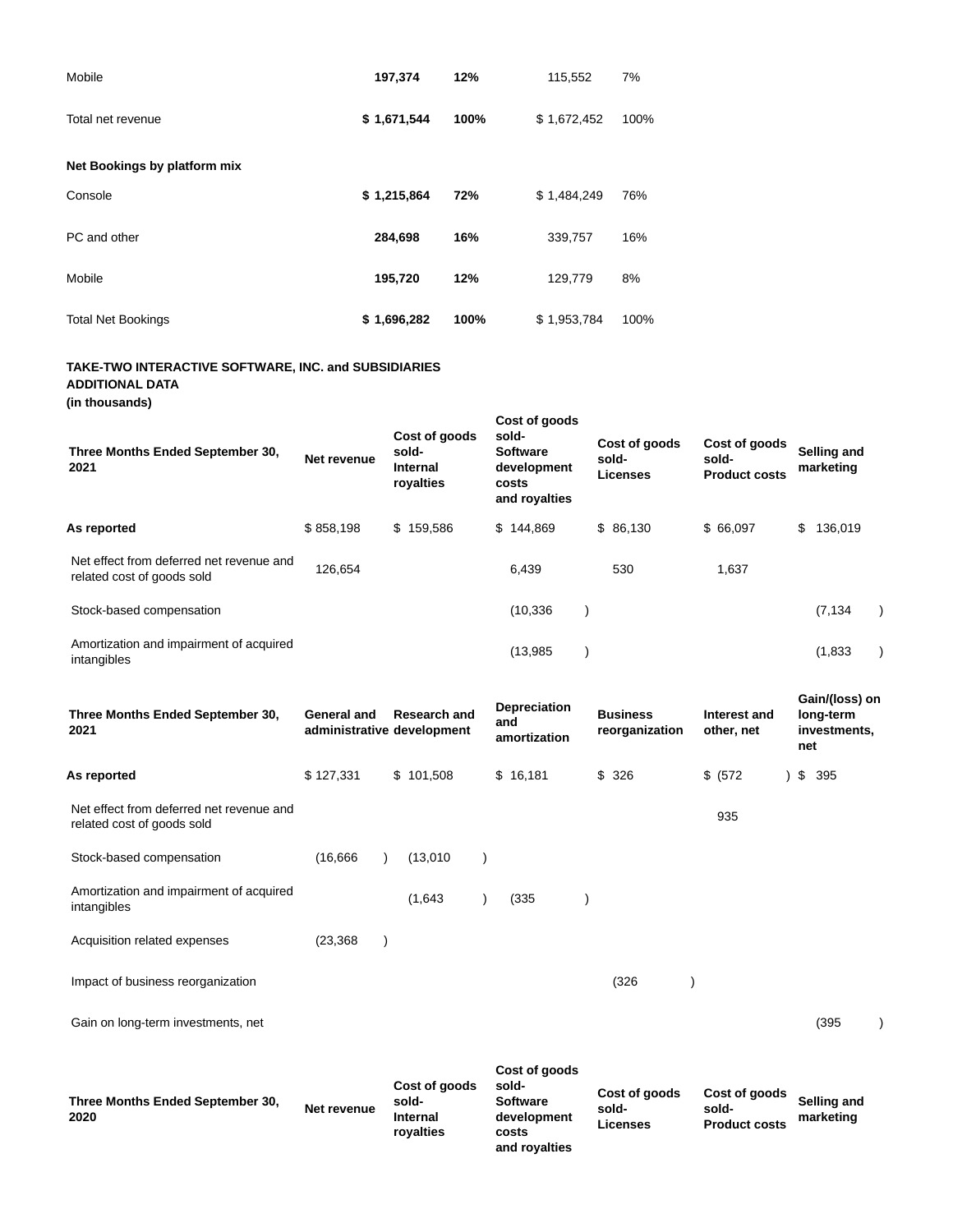| | | | | |
|---|---|---|---|---|
| Mobile | **197,374** | **12%** | 115,552 | 7% |
| Total net revenue | **$ 1,671,544** | **100%** | $ 1,672,452 | 100% |
| **Net Bookings by platform mix** | | | | |
| Console | **$ 1,215,864** | **72%** | $ 1,484,249 | 76% |
| PC and other | **284,698** | **16%** | 339,757 | 16% |
| Mobile | **195,720** | **12%** | 129,779 | 8% |
| Total Net Bookings | **$ 1,696,282** | **100%** | $ 1,953,784 | 100% |

**TAKE-TWO INTERACTIVE SOFTWARE, INC. and SUBSIDIARIES**
**ADDITIONAL DATA**
**(in thousands)**

| **Three Months Ended September 30, 2021** | **Net revenue** | **Cost of goods sold- Internal royalties** | **Cost of goods sold- Software development costs and royalties** | **Cost of goods sold- Licenses** | **Cost of goods sold- Product costs** | **Selling and marketing** |
|---|---|---|---|---|---|---|
| **As reported** | $ 858,198 | $ 159,586 | $ 144,869 | $ 86,130 | $ 66,097 | $ 136,019 |
| Net effect from deferred net revenue and related cost of goods sold | 126,654 | | 6,439 | 530 | 1,637 | |
| Stock-based compensation | | | (10,336) | | | (7,134) |
| Amortization and impairment of acquired intangibles | | | (13,985) | | | (1,833) |

| **Three Months Ended September 30, 2021** | **General and administrative** | **Research and development** | **Depreciation and amortization** | **Business reorganization** | **Interest and other, net** | **Gain/(loss) on long-term investments, net** |
|---|---|---|---|---|---|---|
| **As reported** | $ 127,331 | $ 101,508 | $ 16,181 | $ 326 | $ (572) | $ 395 |
| Net effect from deferred net revenue and related cost of goods sold | | | | | 935 | |
| Stock-based compensation | (16,666) | (13,010) | | | | |
| Amortization and impairment of acquired intangibles | | (1,643) | (335) | | | |
| Acquisition related expenses | (23,368) | | | | | |
| Impact of business reorganization | | | | (326) | | |
| Gain on long-term investments, net | | | | | | (395) |

| **Three Months Ended September 30, 2020** | **Net revenue** | **Cost of goods sold- Internal royalties** | **Cost of goods sold- Software development costs and royalties** | **Cost of goods sold- Licenses** | **Cost of goods sold- Product costs** | **Selling and marketing** |
|---|---|---|---|---|---|---|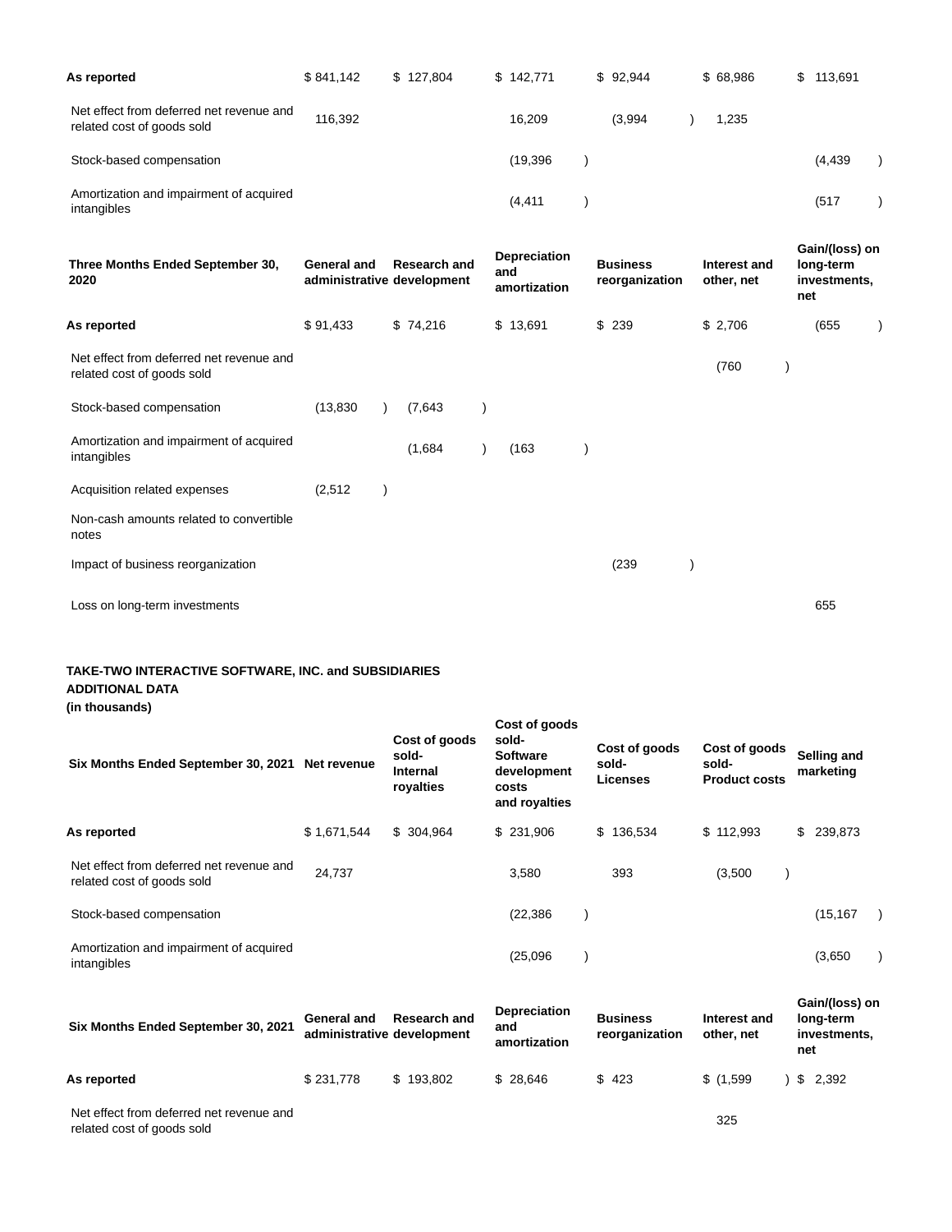| | | | | | | |
|---|---|---|---|---|---|---|
| **As reported** | $ 841,142 | $ 127,804 | $ 142,771 | $ 92,944 | $ 68,986 | $ 113,691 |
| Net effect from deferred net revenue and related cost of goods sold | 116,392 | | 16,209 | (3,994) | 1,235 | |
| Stock-based compensation | | | (19,396) | | | (4,439) |
| Amortization and impairment of acquired intangibles | | | (4,411) | | | (517) |

| Three Months Ended September 30, 2020 | General and administrative | Research and development | Depreciation and amortization | Business reorganization | Interest and other, net | Gain/(loss) on long-term investments, net |
|---|---|---|---|---|---|---|
| **As reported** | $ 91,433 | $ 74,216 | $ 13,691 | $ 239 | $ 2,706 | (655) |
| Net effect from deferred net revenue and related cost of goods sold | | | | | (760) | |
| Stock-based compensation | (13,830) | (7,643) | | | | |
| Amortization and impairment of acquired intangibles | | (1,684) | (163) | | | |
| Acquisition related expenses | (2,512) | | | | | |
| Non-cash amounts related to convertible notes | | | | | | |
| Impact of business reorganization | | | | (239) | | |
| Loss on long-term investments | | | | | | 655 |

**TAKE-TWO INTERACTIVE SOFTWARE, INC. and SUBSIDIARIES**
**ADDITIONAL DATA**
**(in thousands)**

| Six Months Ended September 30, 2021 | Net revenue | Cost of goods sold-Internal royalties | Cost of goods sold-Software development costs and royalties | Cost of goods sold-Licenses | Cost of goods sold-Product costs | Selling and marketing |
|---|---|---|---|---|---|---|
| **As reported** | $ 1,671,544 | $ 304,964 | $ 231,906 | $ 136,534 | $ 112,993 | $ 239,873 |
| Net effect from deferred net revenue and related cost of goods sold | 24,737 | | 3,580 | 393 | (3,500) | |
| Stock-based compensation | | | (22,386) | | | (15,167) |
| Amortization and impairment of acquired intangibles | | | (25,096) | | | (3,650) |

| Six Months Ended September 30, 2021 | General and administrative | Research and development | Depreciation and amortization | Business reorganization | Interest and other, net | Gain/(loss) on long-term investments, net |
|---|---|---|---|---|---|---|
| **As reported** | $ 231,778 | $ 193,802 | $ 28,646 | $ 423 | $ (1,599) | $ 2,392 |
| Net effect from deferred net revenue and related cost of goods sold | | | | | 325 | |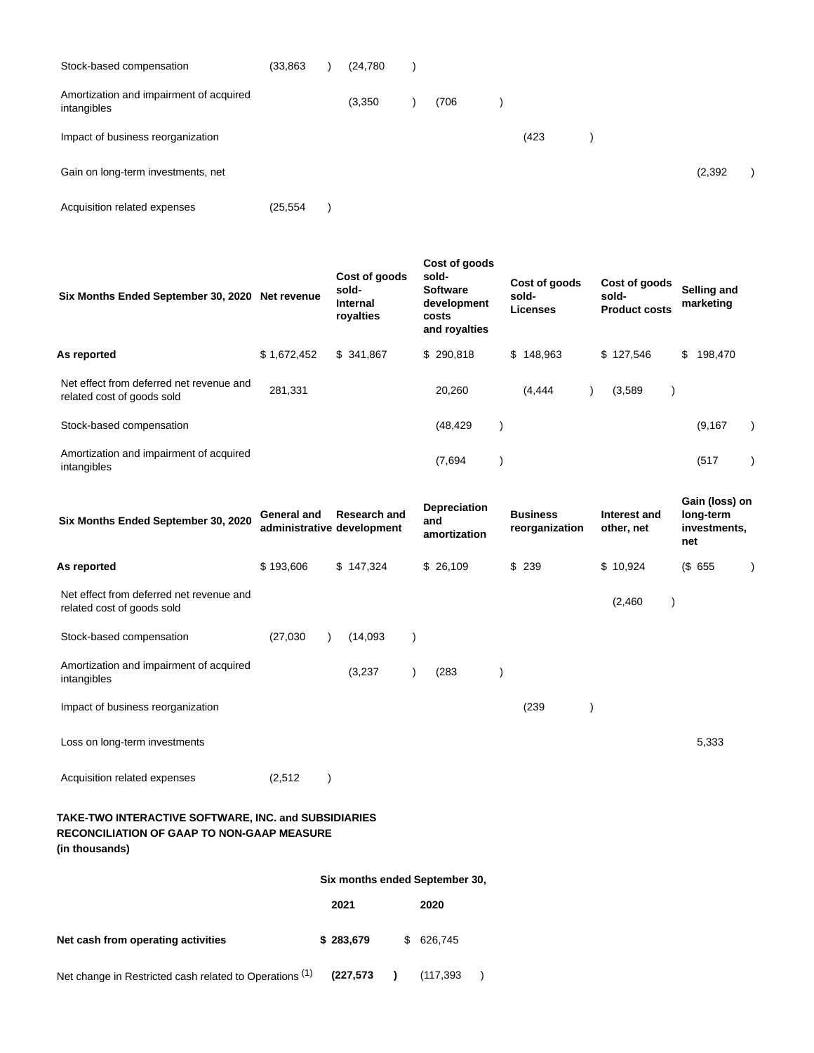| | | | | | | |
|---|---|---|---|---|---|---|
| Stock-based compensation | (33,863) | (24,780) | | | | |
| Amortization and impairment of acquired intangibles | | (3,350) | (706) | | | |
| Impact of business reorganization | | | | (423) | | |
| Gain on long-term investments, net | | | | | | (2,392) |
| Acquisition related expenses | (25,554) | | | | | |

| Six Months Ended September 30, 2020 | Net revenue | Cost of goods sold-Internal royalties | Cost of goods sold-Software development costs and royalties | Cost of goods sold-Licenses | Cost of goods sold-Product costs | Selling and marketing |
|---|---|---|---|---|---|---|
| **As reported** | $ 1,672,452 | $ 341,867 | $ 290,818 | $ 148,963 | $ 127,546 | $ 198,470 |
| Net effect from deferred net revenue and related cost of goods sold | 281,331 | | 20,260 | (4,444) | (3,589) | |
| Stock-based compensation | | | (48,429) | | | (9,167) |
| Amortization and impairment of acquired intangibles | | | (7,694) | | | (517) |

| Six Months Ended September 30, 2020 | General and administrative | Research and development | Depreciation and amortization | Business reorganization | Interest and other, net | Gain (loss) on long-term investments, net |
|---|---|---|---|---|---|---|
| **As reported** | $ 193,606 | $ 147,324 | $ 26,109 | $ 239 | $ 10,924 | ($ 655) |
| Net effect from deferred net revenue and related cost of goods sold | | | | | (2,460) | |
| Stock-based compensation | (27,030) | (14,093) | | | | |
| Amortization and impairment of acquired intangibles | | (3,237) | (283) | | | |
| Impact of business reorganization | | | | (239) | | |
| Loss on long-term investments | | | | | | 5,333 |
| Acquisition related expenses | (2,512) | | | | | |

**TAKE-TWO INTERACTIVE SOFTWARE, INC. and SUBSIDIARIES**
**RECONCILIATION OF GAAP TO NON-GAAP MEASURE**
**(in thousands)**

| | Six months ended September 30, | |
|---|---|---|
| | **2021** | **2020** |
| **Net cash from operating activities** | **$ 283,679** | $ 626,745 |
| Net change in Restricted cash related to Operations [1] | **(227,573)** | (117,393) |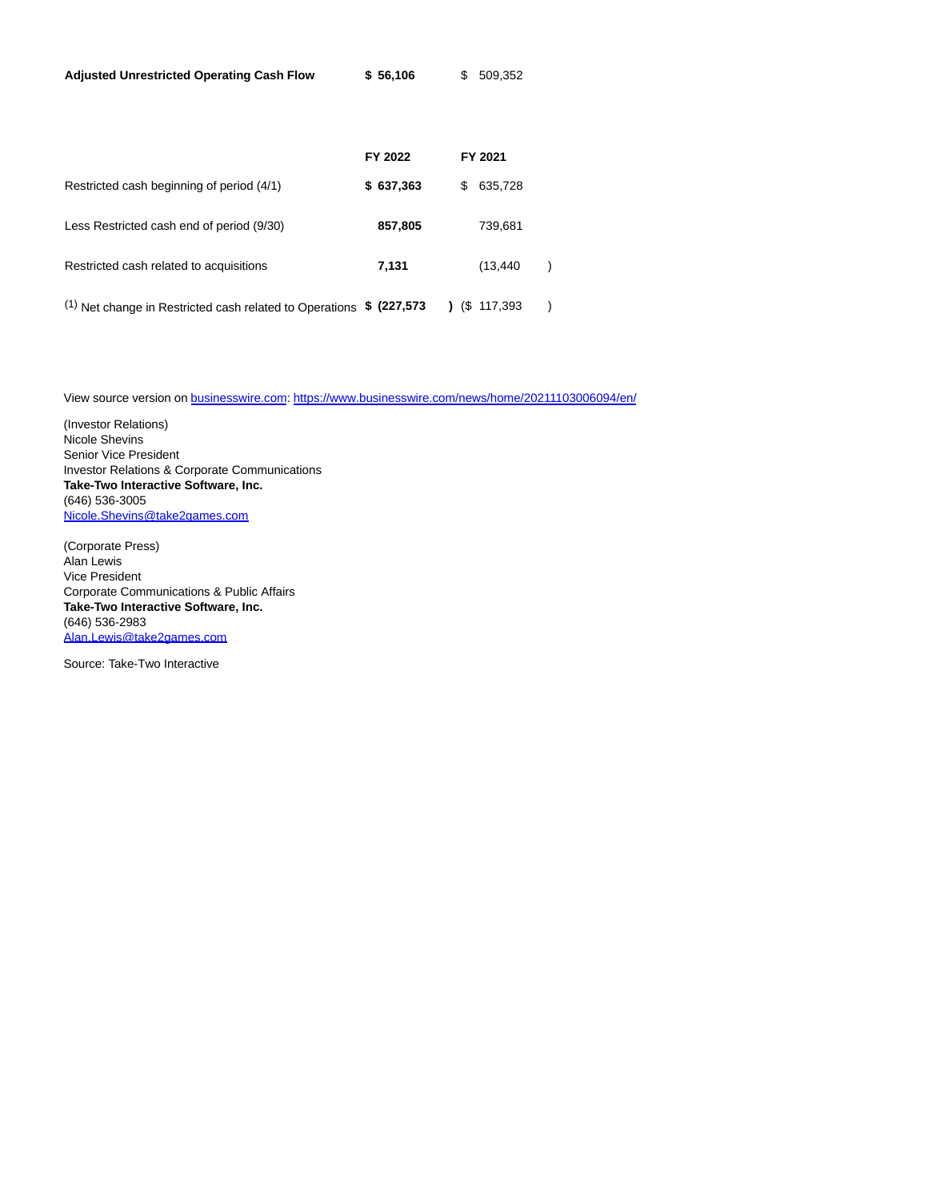| | | |
|---|---|---|
| **Adjusted Unrestricted Operating Cash Flow** | **$ 56,106** | $ 509,352 |

| | **FY 2022** | **FY 2021** |
|---|---|---|
| Restricted cash beginning of period (4/1) | **$ 637,363** | $ 635,728 |
| Less Restricted cash end of period (9/30) | **857,805** | 739,681 |
| Restricted cash related to acquisitions | **7,131** | (13,440) |
| [1] Net change in Restricted cash related to Operations | **$ (227,573)** | ($ 117,393) |

View source version on businesswire.com: https://www.businesswire.com/news/home/20211103006094/en/

(Investor Relations)
Nicole Shevins
Senior Vice President
Investor Relations & Corporate Communications
**Take-Two Interactive Software, Inc.**
(646) 536-3005
Nicole.Shevins@take2games.com

(Corporate Press)
Alan Lewis
Vice President
Corporate Communications & Public Affairs
**Take-Two Interactive Software, Inc.**
(646) 536-2983
Alan.Lewis@take2games.com

Source: Take-Two Interactive